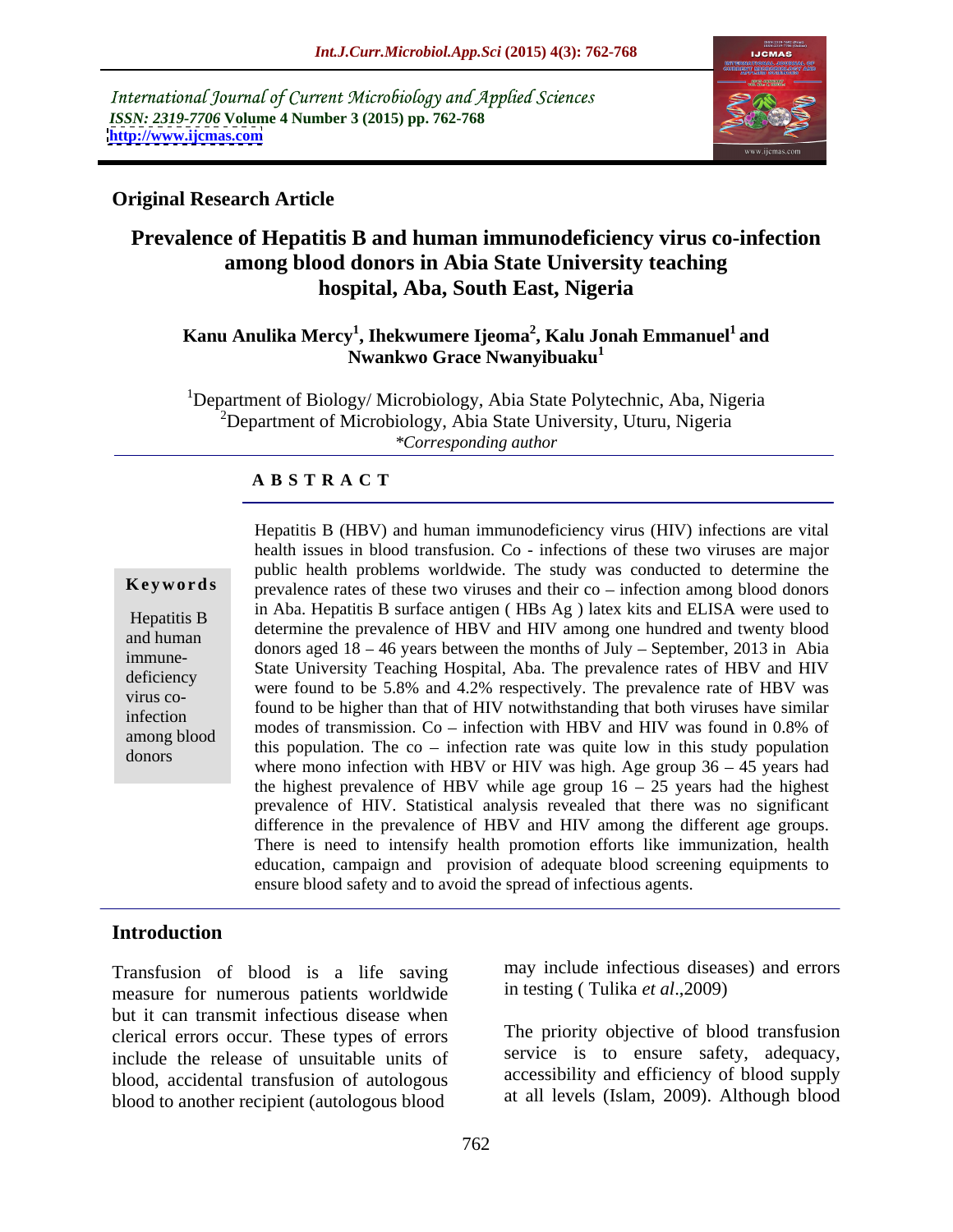International Journal of Current Microbiology and Applied Sciences
*ISSN: 2319-7706* **Volume 4 Number 3 (2015) pp. 762-768**
**http://www.ijcmas.com**

**Original Research Article**

# Prevalence of Hepatitis B and human immunodeficiency virus co-infection among blood donors in Abia State University teaching hospital, Aba, South East, Nigeria

**Kanu Anulika Mercy[1], Ihekwumere Ijeoma[2], Kalu Jonah Emmanuel[1] and Nwankwo Grace Nwanyibuaku[1]**

[1]Department of Biology/ Microbiology, Abia State Polytechnic, Aba, Nigeria
[2]Department of Microbiology, Abia State University, Uturu, Nigeria
*\*Corresponding author*

## A B S T R A C T

**Keywords**

Hepatitis B and human immune-deficiency virus co-infection among blood donors

Hepatitis B (HBV) and human immunodeficiency virus (HIV) infections are vital health issues in blood transfusion. Co - infections of these two viruses are major public health problems worldwide. The study was conducted to determine the prevalence rates of these two viruses and their co – infection among blood donors in Aba. Hepatitis B surface antigen ( HBs Ag ) latex kits and ELISA were used to determine the prevalence of HBV and HIV among one hundred and twenty blood donors aged 18 – 46 years between the months of July – September, 2013 in Abia State University Teaching Hospital, Aba. The prevalence rates of HBV and HIV were found to be 5.8% and 4.2% respectively. The prevalence rate of HBV was found to be higher than that of HIV notwithstanding that both viruses have similar modes of transmission. Co – infection with HBV and HIV was found in 0.8% of this population. The co – infection rate was quite low in this study population where mono infection with HBV or HIV was high. Age group 36 – 45 years had the highest prevalence of HBV while age group 16 – 25 years had the highest prevalence of HIV. Statistical analysis revealed that there was no significant difference in the prevalence of HBV and HIV among the different age groups. There is need to intensify health promotion efforts like immunization, health education, campaign and provision of adequate blood screening equipments to ensure blood safety and to avoid the spread of infectious agents.

## Introduction

Transfusion of blood is a life saving measure for numerous patients worldwide but it can transmit infectious disease when clerical errors occur. These types of errors include the release of unsuitable units of blood, accidental transfusion of autologous blood to another recipient (autologous blood may include infectious diseases) and errors in testing ( Tulika *et al*.,2009)

The priority objective of blood transfusion service is to ensure safety, adequacy, accessibility and efficiency of blood supply at all levels (Islam, 2009). Although blood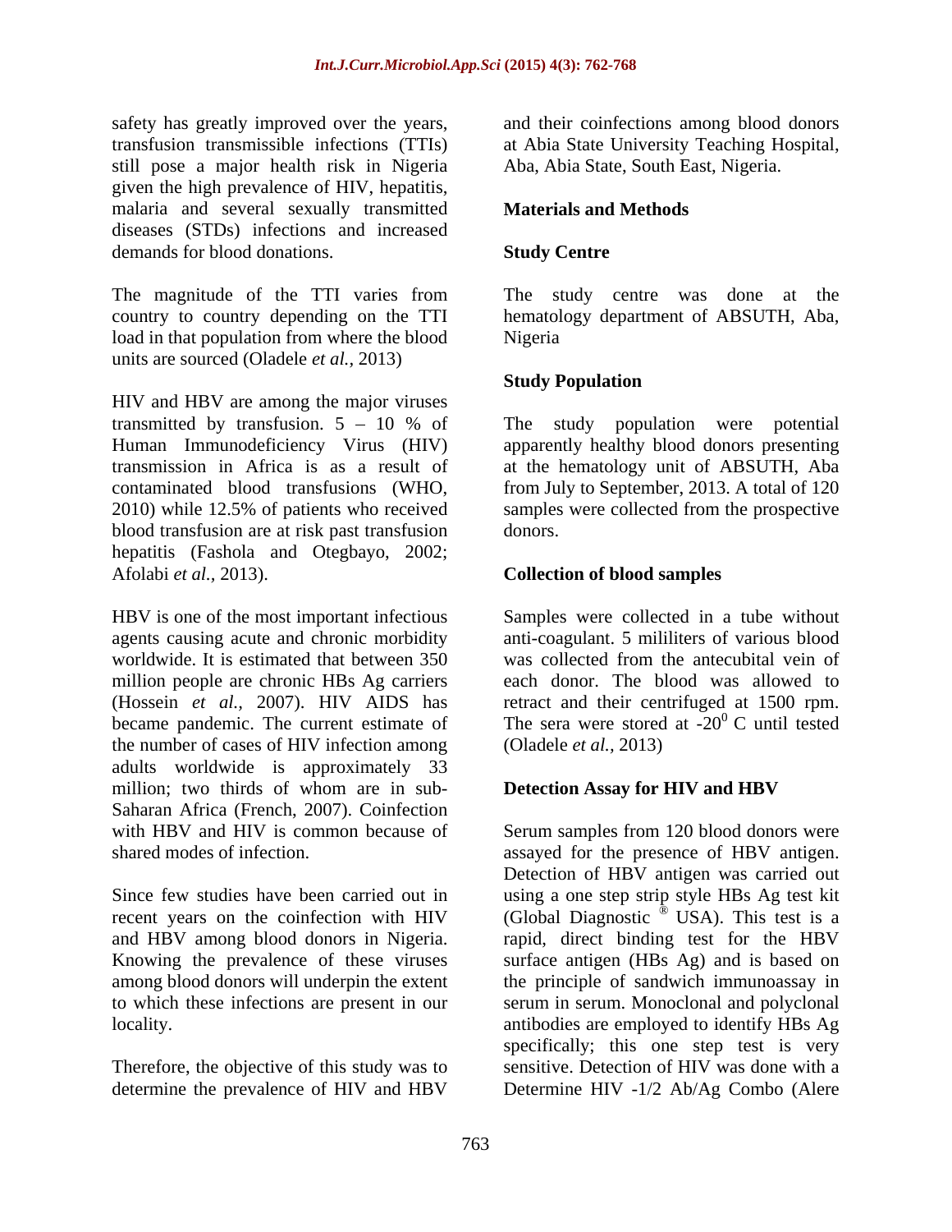safety has greatly improved over the years, transfusion transmissible infections (TTIs) still pose a major health risk in Nigeria given the high prevalence of HIV, hepatitis, malaria and several sexually transmitted diseases (STDs) infections and increased demands for blood donations.

The magnitude of the TTI varies from country to country depending on the TTI load in that population from where the blood units are sourced (Oladele *et al.,* 2013)

HIV and HBV are among the major viruses transmitted by transfusion. 5 – 10 % of Human Immunodeficiency Virus (HIV) transmission in Africa is as a result of contaminated blood transfusions (WHO, 2010) while 12.5% of patients who received blood transfusion are at risk past transfusion hepatitis (Fashola and Otegbayo, 2002; Afolabi *et al.,* 2013).

HBV is one of the most important infectious agents causing acute and chronic morbidity worldwide. It is estimated that between 350 million people are chronic HBs Ag carriers (Hossein *et al.,* 2007). HIV AIDS has became pandemic. The current estimate of the number of cases of HIV infection among adults worldwide is approximately 33 million; two thirds of whom are in sub-Saharan Africa (French, 2007). Coinfection with HBV and HIV is common because of shared modes of infection.

Since few studies have been carried out in recent years on the coinfection with HIV and HBV among blood donors in Nigeria. Knowing the prevalence of these viruses among blood donors will underpin the extent to which these infections are present in our locality.

Therefore, the objective of this study was to determine the prevalence of HIV and HBV and their coinfections among blood donors at Abia State University Teaching Hospital, Aba, Abia State, South East, Nigeria.

## Materials and Methods

### Study Centre

The study centre was done at the hematology department of ABSUTH, Aba, Nigeria

### Study Population

The study population were potential apparently healthy blood donors presenting at the hematology unit of ABSUTH, Aba from July to September, 2013. A total of 120 samples were collected from the prospective donors.

### Collection of blood samples

Samples were collected in a tube without anti-coagulant. 5 mililiters of various blood was collected from the antecubital vein of each donor. The blood was allowed to retract and their centrifuged at 1500 rpm. The sera were stored at $-20^0$ C until tested (Oladele *et al.,* 2013)

### Detection Assay for HIV and HBV

Serum samples from 120 blood donors were assayed for the presence of HBV antigen. Detection of HBV antigen was carried out using a one step strip style HBs Ag test kit (Global Diagnostic ® USA). This test is a rapid, direct binding test for the HBV surface antigen (HBs Ag) and is based on the principle of sandwich immunoassay in serum in serum. Monoclonal and polyclonal antibodies are employed to identify HBs Ag specifically; this one step test is very sensitive. Detection of HIV was done with a Determine HIV -1/2 Ab/Ag Combo (Alere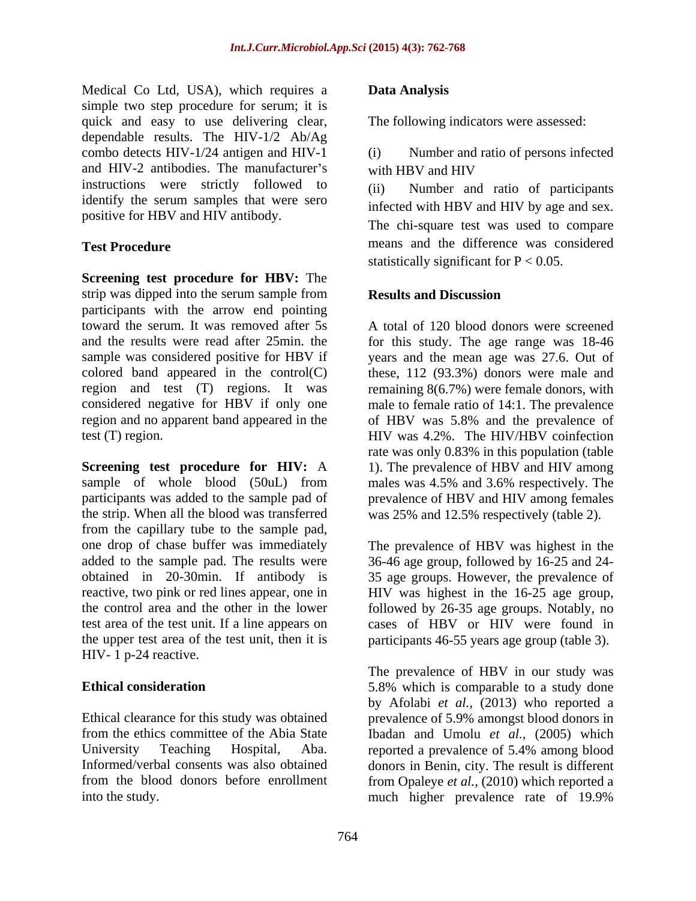Medical Co Ltd, USA), which requires a simple two step procedure for serum; it is quick and easy to use delivering clear, dependable results. The HIV-1/2 Ab/Ag combo detects HIV-1/24 antigen and HIV-1 and HIV-2 antibodies. The manufacturer's instructions were strictly followed to identify the serum samples that were sero positive for HBV and HIV antibody.

### Test Procedure

**Screening test procedure for HBV:** The strip was dipped into the serum sample from participants with the arrow end pointing toward the serum. It was removed after 5s and the results were read after 25min. the sample was considered positive for HBV if colored band appeared in the control(C) region and test (T) regions. It was considered negative for HBV if only one region and no apparent band appeared in the test (T) region.

**Screening test procedure for HIV:** A sample of whole blood (50uL) from participants was added to the sample pad of the strip. When all the blood was transferred from the capillary tube to the sample pad, one drop of chase buffer was immediately added to the sample pad. The results were obtained in 20-30min. If antibody is reactive, two pink or red lines appear, one in the control area and the other in the lower test area of the test unit. If a line appears on the upper test area of the test unit, then it is HIV- 1 p-24 reactive.

### Ethical consideration

Ethical clearance for this study was obtained from the ethics committee of the Abia State University Teaching Hospital, Aba. Informed/verbal consents was also obtained from the blood donors before enrollment into the study.

### Data Analysis

The following indicators were assessed:

(i) Number and ratio of persons infected with HBV and HIV

(ii) Number and ratio of participants infected with HBV and HIV by age and sex. The chi-square test was used to compare means and the difference was considered statistically significant for $P < 0.05$.

## Results and Discussion

A total of 120 blood donors were screened for this study. The age range was 18-46 years and the mean age was 27.6. Out of these, 112 (93.3%) donors were male and remaining 8(6.7%) were female donors, with male to female ratio of 14:1. The prevalence of HBV was 5.8% and the prevalence of HIV was 4.2%. The HIV/HBV coinfection rate was only 0.83% in this population (table 1). The prevalence of HBV and HIV among males was 4.5% and 3.6% respectively. The prevalence of HBV and HIV among females was 25% and 12.5% respectively (table 2).

The prevalence of HBV was highest in the 36-46 age group, followed by 16-25 and 24-35 age groups. However, the prevalence of HIV was highest in the 16-25 age group, followed by 26-35 age groups. Notably, no cases of HBV or HIV were found in participants 46-55 years age group (table 3).

The prevalence of HBV in our study was 5.8% which is comparable to a study done by Afolabi *et al.,* (2013) who reported a prevalence of 5.9% amongst blood donors in Ibadan and Umolu *et al.,* (2005) which reported a prevalence of 5.4% among blood donors in Benin, city. The result is different from Opaleye *et al.,* (2010) which reported a much higher prevalence rate of 19.9%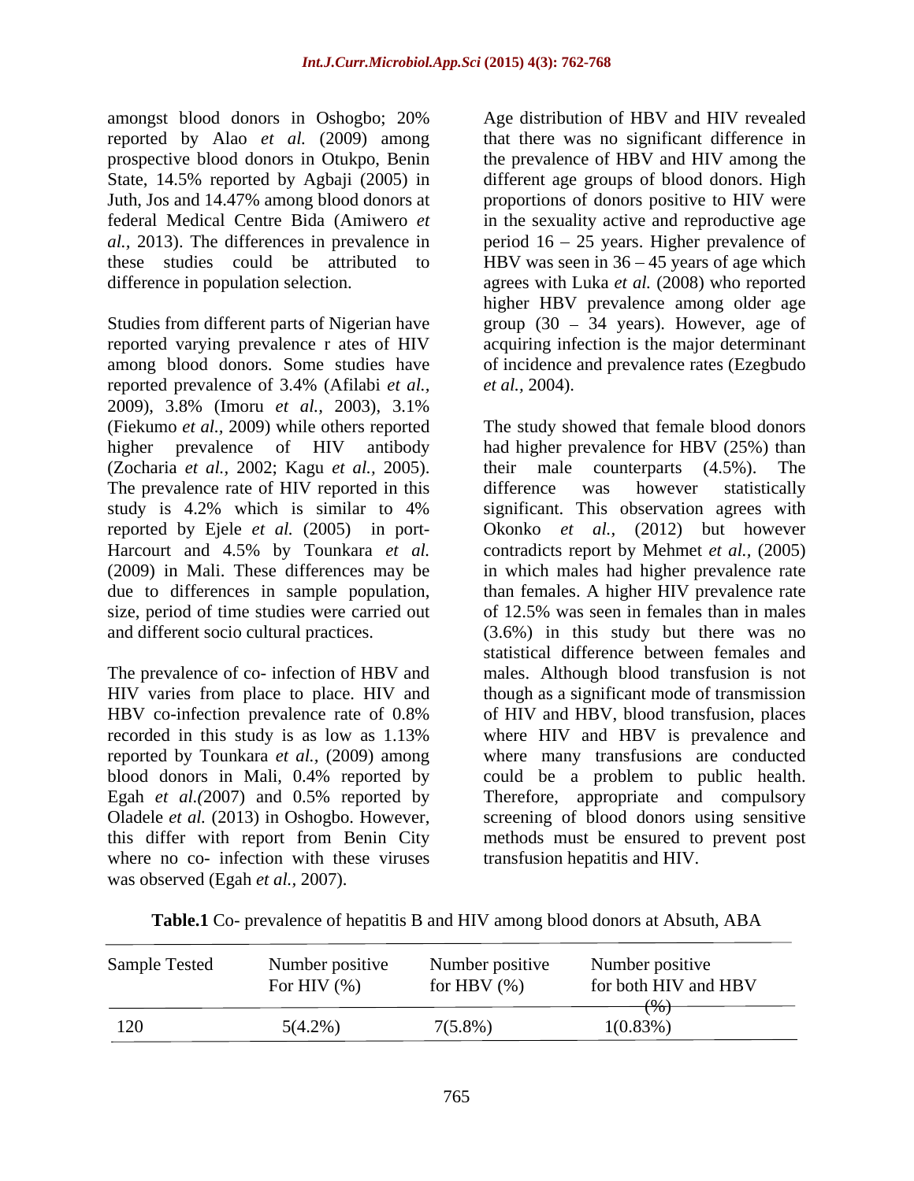amongst blood donors in Oshogbo; 20% reported by Alao *et al.* (2009) among prospective blood donors in Otukpo, Benin State, 14.5% reported by Agbaji (2005) in Juth, Jos and 14.47% among blood donors at federal Medical Centre Bida (Amiwero *et al.,* 2013). The differences in prevalence in these studies could be attributed to difference in population selection.

Studies from different parts of Nigerian have reported varying prevalence r ates of HIV among blood donors. Some studies have reported prevalence of 3.4% (Afilabi *et al.,* 2009), 3.8% (Imoru *et al.,* 2003), 3.1% (Fiekumo *et al.,* 2009) while others reported higher prevalence of HIV antibody (Zocharia *et al.,* 2002; Kagu *et al.,* 2005). The prevalence rate of HIV reported in this study is 4.2% which is similar to 4% reported by Ejele *et al.* (2005) in port-Harcourt and 4.5% by Tounkara *et al.* (2009) in Mali. These differences may be due to differences in sample population, size, period of time studies were carried out and different socio cultural practices.

The prevalence of co- infection of HBV and HIV varies from place to place. HIV and HBV co-infection prevalence rate of 0.8% recorded in this study is as low as 1.13% reported by Tounkara *et al.,* (2009) among blood donors in Mali, 0.4% reported by Egah *et al.(*2007) and 0.5% reported by Oladele *et al.* (2013) in Oshogbo. However, this differ with report from Benin City where no co- infection with these viruses was observed (Egah *et al.,* 2007).

Age distribution of HBV and HIV revealed that there was no significant difference in the prevalence of HBV and HIV among the different age groups of blood donors. High proportions of donors positive to HIV were in the sexuality active and reproductive age period 16 – 25 years. Higher prevalence of HBV was seen in 36 – 45 years of age which agrees with Luka *et al.* (2008) who reported higher HBV prevalence among older age group (30 – 34 years). However, age of acquiring infection is the major determinant of incidence and prevalence rates (Ezegbudo *et al.,* 2004).

The study showed that female blood donors had higher prevalence for HBV (25%) than their male counterparts (4.5%). The difference was however statistically significant. This observation agrees with Okonko *et al.,* (2012) but however contradicts report by Mehmet *et al.,* (2005) in which males had higher prevalence rate than females. A higher HIV prevalence rate of 12.5% was seen in females than in males (3.6%) in this study but there was no statistical difference between females and males. Although blood transfusion is not though as a significant mode of transmission of HIV and HBV, blood transfusion, places where HIV and HBV is prevalence and where many transfusions are conducted could be a problem to public health. Therefore, appropriate and compulsory screening of blood donors using sensitive methods must be ensured to prevent post transfusion hepatitis and HIV.

**Table.1** Co- prevalence of hepatitis B and HIV among blood donors at Absuth, ABA

| Sample Tested | Number positive For HIV (%) | Number positive for HBV (%) | Number positive for both HIV and HBV (%) |
|---|---|---|---|
| 120 | 5(4.2%) | 7(5.8%) | 1(0.83%) |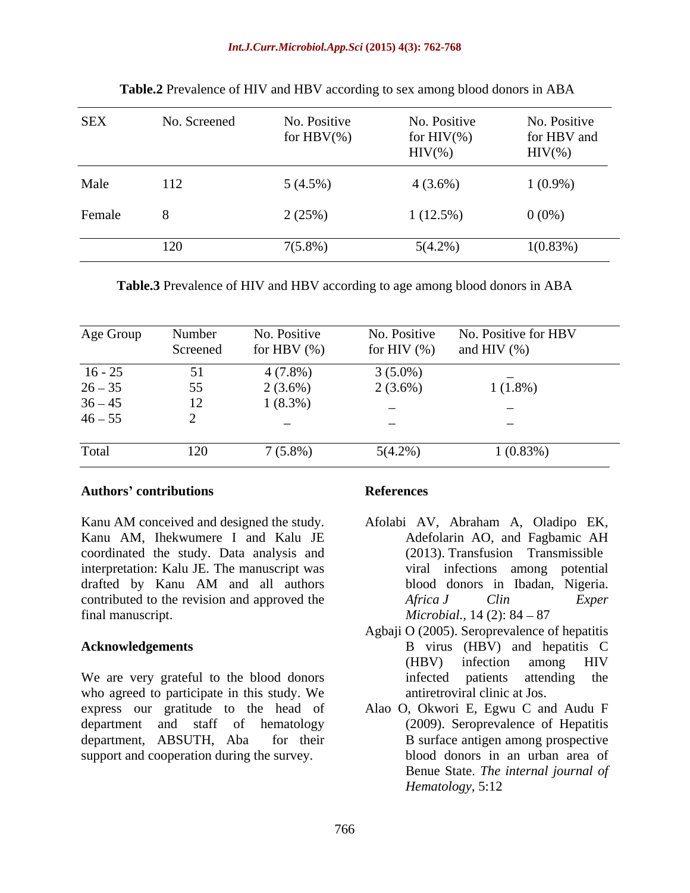**Table.2** Prevalence of HIV and HBV according to sex among blood donors in ABA

| SEX | No. Screened | No. Positive for HBV(%) | No. Positive for HIV(%) HIV(%) | No. Positive for HBV and HIV(%) |
|---|---|---|---|---|
| Male | 112 | 5 (4.5%) | 4 (3.6%) | 1 (0.9%) |
| Female | 8 | 2 (25%) | 1 (12.5%) | 0 (0%) |
| | 120 | 7(5.8%) | 5(4.2%) | 1(0.83%) |

**Table.3** Prevalence of HIV and HBV according to age among blood donors in ABA

| Age Group | Number Screened | No. Positive for HBV (%) | No. Positive for HIV (%) | No. Positive for HBV and HIV (%) |
|---|---|---|---|---|
| 16 - 25 | 51 | 4 (7.8%) | 3 (5.0%) | – |
| 26 – 35 | 55 | 2 (3.6%) | 2 (3.6%) | 1 (1.8%) |
| 36 – 45 | 12 | 1 (8.3%) | – | – |
| 46 – 55 | 2 | – | – | – |
| Total | 120 | 7 (5.8%) | 5(4.2%) | 1 (0.83%) |

## Authors' contributions

Kanu AM conceived and designed the study. Kanu AM, Ihekwumere I and Kalu JE coordinated the study. Data analysis and interpretation: Kalu JE. The manuscript was drafted by Kanu AM and all authors contributed to the revision and approved the final manuscript.

## Acknowledgements

We are very grateful to the blood donors who agreed to participate in this study. We express our gratitude to the head of department and staff of hematology department, ABSUTH, Aba for their support and cooperation during the survey.

## References

Afolabi AV, Abraham A, Oladipo EK, Adefolarin AO, and Fagbamic AH (2013). Transfusion Transmissible viral infections among potential blood donors in Ibadan, Nigeria. *Africa J Clin Exper Microbial.*, 14 (2): 84 – 87

Agbaji O (2005). Seroprevalence of hepatitis B virus (HBV) and hepatitis C (HBV) infection among HIV infected patients attending the antiretroviral clinic at Jos.

Alao O, Okwori E, Egwu C and Audu F (2009). Seroprevalence of Hepatitis B surface antigen among prospective blood donors in an urban area of Benue State. *The internal journal of Hematology*, 5:12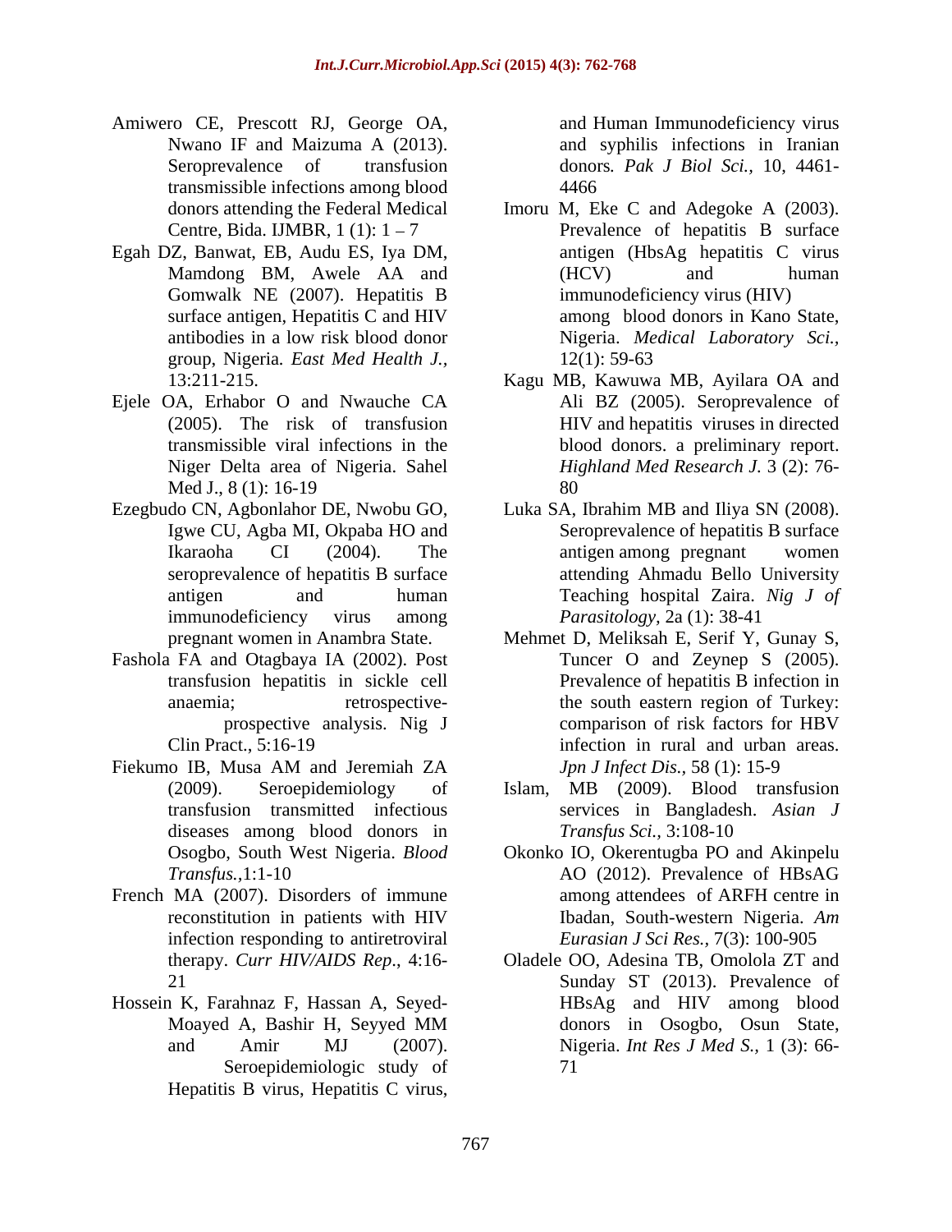Amiwero CE, Prescott RJ, George OA, Nwano IF and Maizuma A (2013). Seroprevalence of transfusion transmissible infections among blood donors attending the Federal Medical Centre, Bida. IJMBR, 1 (1): 1 – 7

Egah DZ, Banwat, EB, Audu ES, Iya DM, Mamdong BM, Awele AA and Gomwalk NE (2007). Hepatitis B surface antigen, Hepatitis C and HIV antibodies in a low risk blood donor group, Nigeria. *East Med Health J.*, 13:211-215.

Ejele OA, Erhabor O and Nwauche CA (2005). The risk of transfusion transmissible viral infections in the Niger Delta area of Nigeria. Sahel Med J., 8 (1): 16-19

Ezegbudo CN, Agbonlahor DE, Nwobu GO, Igwe CU, Agba MI, Okpaba HO and Ikaraoha CI (2004). The seroprevalence of hepatitis B surface antigen and human immunodeficiency virus among pregnant women in Anambra State.

Fashola FA and Otagbaya IA (2002). Post transfusion hepatitis in sickle cell anaemia; retrospective-prospective analysis. Nig J Clin Pract., 5:16-19

Fiekumo IB, Musa AM and Jeremiah ZA (2009). Seroepidemiology of transfusion transmitted infectious diseases among blood donors in Osogbo, South West Nigeria. *Blood Transfus.*,1:1-10

French MA (2007). Disorders of immune reconstitution in patients with HIV infection responding to antiretroviral therapy. *Curr HIV/AIDS Rep.*, 4:16-21

Hossein K, Farahnaz F, Hassan A, Seyed-Moayed A, Bashir H, Seyyed MM and Amir MJ (2007). Seroepidemiologic study of Hepatitis B virus, Hepatitis C virus, and Human Immunodeficiency virus and syphilis infections in Iranian donors. *Pak J Biol Sci.*, 10, 4461-4466

Imoru M, Eke C and Adegoke A (2003). Prevalence of hepatitis B surface antigen (HbsAg hepatitis C virus (HCV) and human immunodeficiency virus (HIV) among blood donors in Kano State, Nigeria. *Medical Laboratory Sci.*, 12(1): 59-63

Kagu MB, Kawuwa MB, Ayilara OA and Ali BZ (2005). Seroprevalence of HIV and hepatitis viruses in directed blood donors. a preliminary report. *Highland Med Research J.* 3 (2): 76-80

Luka SA, Ibrahim MB and Iliya SN (2008). Seroprevalence of hepatitis B surface antigen among pregnant women attending Ahmadu Bello University Teaching hospital Zaira. *Nig J of Parasitology*, 2a (1): 38-41

Mehmet D, Meliksah E, Serif Y, Gunay S, Tuncer O and Zeynep S (2005). Prevalence of hepatitis B infection in the south eastern region of Turkey: comparison of risk factors for HBV infection in rural and urban areas. *Jpn J Infect Dis.*, 58 (1): 15-9

Islam, MB (2009). Blood transfusion services in Bangladesh. *Asian J Transfus Sci.*, 3:108-10

Okonko IO, Okerentugba PO and Akinpelu AO (2012). Prevalence of HBsAG among attendees of ARFH centre in Ibadan, South-western Nigeria. *Am Eurasian J Sci Res.*, 7(3): 100-905

Oladele OO, Adesina TB, Omolola ZT and Sunday ST (2013). Prevalence of HBsAg and HIV among blood donors in Osogbo, Osun State, Nigeria. *Int Res J Med S.*, 1 (3): 66-71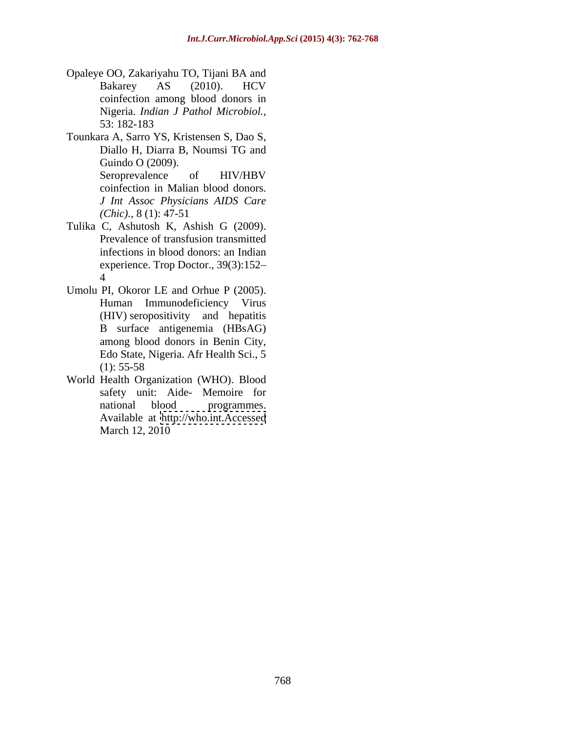Opaleye OO, Zakariyahu TO, Tijani BA and Bakarey AS (2010). HCV coinfection among blood donors in Nigeria. *Indian J Pathol Microbiol.,* 53: 182-183

Tounkara A, Sarro YS, Kristensen S, Dao S, Diallo H, Diarra B, Noumsi TG and Guindo O (2009). Seroprevalence of HIV/HBV coinfection in Malian blood donors. *J Int Assoc Physicians AIDS Care (Chic).,* 8 (1): 47-51

Tulika C, Ashutosh K, Ashish G (2009). Prevalence of transfusion transmitted infections in blood donors: an Indian experience. Trop Doctor., 39(3):152–4

Umolu PI, Okoror LE and Orhue P (2005). Human Immunodeficiency Virus (HIV) seropositivity and hepatitis B surface antigenemia (HBsAG) among blood donors in Benin City, Edo State, Nigeria. Afr Health Sci., 5 (1): 55-58

World Health Organization (WHO). Blood safety unit: Aide- Memoire for national blood programmes. Available at http://who.int.Accessed March 12, 2010